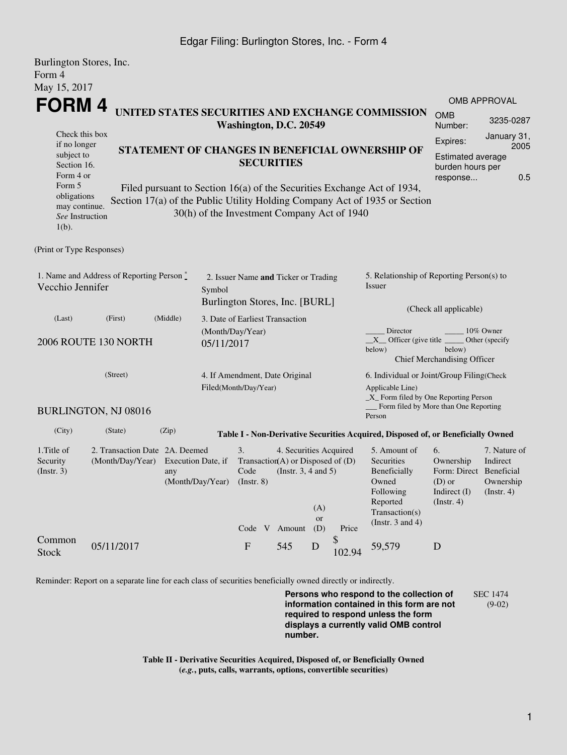Burlington Stores, Inc.
Form 4
May 15, 2017

# FORM 4

**UNITED STATES SECURITIES AND EXCHANGE COMMISSION**
**Washington, D.C. 20549**

Check this box if no longer subject to Section 16. Form 4 or Form 5 obligations may continue. *See* Instruction 1(b).

**STATEMENT OF CHANGES IN BENEFICIAL OWNERSHIP OF SECURITIES**

Filed pursuant to Section 16(a) of the Securities Exchange Act of 1934, Section 17(a) of the Public Utility Holding Company Act of 1935 or Section 30(h) of the Investment Company Act of 1940

OMB APPROVAL

| | |
|---|---|
| OMB Number: | 3235-0287 |
| Expires: | January 31, 2005 |
| Estimated average burden hours per response... | 0.5 |

(Print or Type Responses)

1. Name and Address of Reporting Person *
Vecchio Jennifer

(Last) (First) (Middle)

2006 ROUTE 130 NORTH

(Street)

BURLINGTON, NJ 08016

(City) (State) (Zip)

2. Issuer Name **and** Ticker or Trading Symbol
Burlington Stores, Inc. [BURL]

3. Date of Earliest Transaction (Month/Day/Year)
05/11/2017

4. If Amendment, Date Original Filed(Month/Day/Year)

5. Relationship of Reporting Person(s) to Issuer

(Check all applicable)

_____ Director _____ 10% Owner
__X__ Officer (give title below) _____ Other (specify below)
Chief Merchandising Officer

6. Individual or Joint/Group Filing(Check Applicable Line)
_X_ Form filed by One Reporting Person
___ Form filed by More than One Reporting Person

**Table I - Non-Derivative Securities Acquired, Disposed of, or Beneficially Owned**

| 1.Title of Security (Instr. 3) | 2. Transaction Date (Month/Day/Year) | 2A. Deemed Execution Date, if any (Month/Day/Year) | 3. Transaction Code (Instr. 8) | | 4. Securities Acquired (A) or Disposed of (D) (Instr. 3, 4 and 5) | | | 5. Amount of Securities Beneficially Owned Following Reported Transaction(s) (Instr. 3 and 4) | 6. Ownership Form: Direct (D) or Indirect (I) (Instr. 4) | 7. Nature of Indirect Beneficial Ownership (Instr. 4) |
|---|---|---|---|---|---|---|---|---|---|---|
| | | | Code | V | Amount | (A) or (D) | Price | | | |
| Common Stock | 05/11/2017 | | F | | 545 | D | $ 102.94 | 59,579 | D | |

Reminder: Report on a separate line for each class of securities beneficially owned directly or indirectly.

**Persons who respond to the collection of information contained in this form are not required to respond unless the form displays a currently valid OMB control number.**

SEC 1474 (9-02)

**Table II - Derivative Securities Acquired, Disposed of, or Beneficially Owned**
**(*e.g.*, puts, calls, warrants, options, convertible securities)**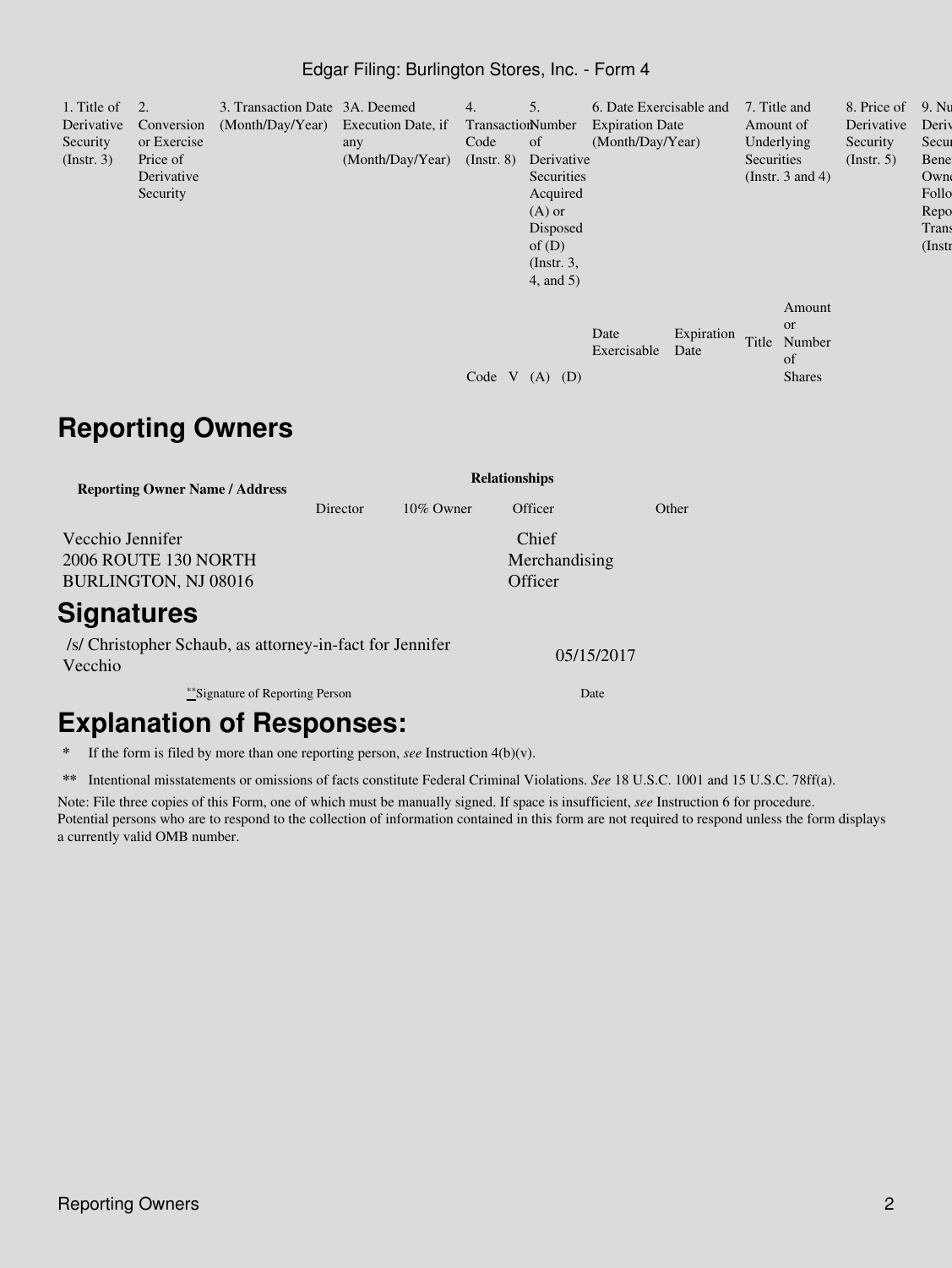| 1. Title of Derivative Security (Instr. 3) | 2. Conversion or Exercise Price of Derivative Security | 3. Transaction Date (Month/Day/Year) | 3A. Deemed Execution Date, if any (Month/Day/Year) | 4. Transaction Code (Instr. 8) | | 5. Number of Derivative Securities Acquired (A) or Disposed of (D) (Instr. 3, 4, and 5) | | 6. Date Exercisable and Expiration Date (Month/Day/Year) | | 7. Title and Amount of Underlying Securities (Instr. 3 and 4) | | 8. Price of Derivative Security (Instr. 5) | 9. Nu Deriv Secur Bene Owne Follo Repo Trans (Instr |
|---|---|---|---|---|---|---|---|---|---|---|---|---|---|
| | | | | Code | V | (A) | (D) | Date Exercisable | Expiration Date | Title | Amount or Number of Shares | | |

## Reporting Owners

| Reporting Owner Name / Address | Relationships | | | |
|---|---|---|---|---|
| | Director | 10% Owner | Officer | Other |
| Vecchio Jennifer<br>2006 ROUTE 130 NORTH<br>BURLINGTON, NJ 08016 | | | Chief Merchandising Officer | |

## Signatures

| | |
|---|---|
| /s/ Christopher Schaub, as attorney-in-fact for Jennifer Vecchio | 05/15/2017 |
| **Signature of Reporting Person | Date |

## Explanation of Responses:

\* If the form is filed by more than one reporting person, *see* Instruction 4(b)(v).

\*\* Intentional misstatements or omissions of facts constitute Federal Criminal Violations. *See* 18 U.S.C. 1001 and 15 U.S.C. 78ff(a).

Note: File three copies of this Form, one of which must be manually signed. If space is insufficient, *see* Instruction 6 for procedure.
Potential persons who are to respond to the collection of information contained in this form are not required to respond unless the form displays a currently valid OMB number.